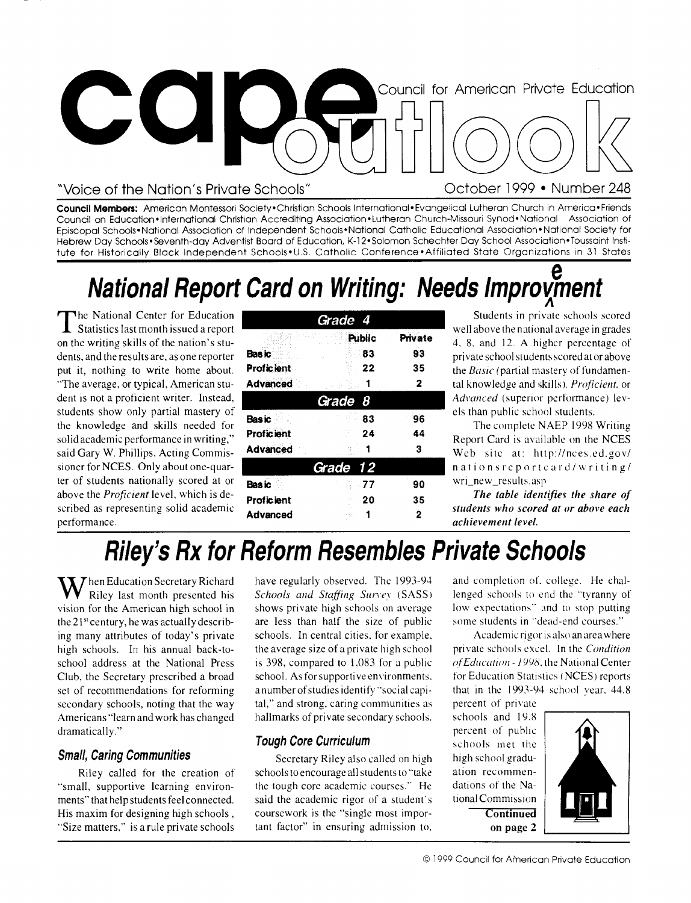# cape outlook

Council for American Private Education

"Voice of the Nation's Private Schools"

October 1999 • Number 248

**Council Members:** American Montessori Society • Christian Schools International • Evangelical Lutheran Church in America • Friends Council on Education • International Christian Accrediting Association • Lutheran Church-Missouri Synod • National Association of Episcopal Schools • National Association of Independent Schools • National Catholic Educational Association • National Society for Hebrew Day Schools • Seventh-day Adventist Board of Education, K-12 • Solomon Schechter Day School Association • Toussaint Institute for Historically Black Independent Schools • U.S. Catholic Conference • Affiliated State Organizations in 31 States

## National Report Card on Writing: Needs Improvment

The National Center for Education Statistics last month issued a report on the writing skills of the nation's students, and the results are, as one reporter put it, nothing to write home about. "The average, or typical, American student is not a proficient writer. Instead, students show only partial mastery of the knowledge and skills needed for solid academic performance in writing," said Gary W. Phillips, Acting Commissioner for NCES. Only about one-quarter of students nationally scored at or above the *Proficient* level, which is described as representing solid academic performance.

| | Public | Private |
|---|---|---|
| **Grade 4** | | |
| Basic | 83 | 93 |
| Proficient | 22 | 35 |
| Advanced | 1 | 2 |
| **Grade 8** | | |
| Basic | 83 | 96 |
| Proficient | 24 | 44 |
| Advanced | 1 | 3 |
| **Grade 12** | | |
| Basic | 77 | 90 |
| Proficient | 20 | 35 |
| Advanced | 1 | 2 |

Students in private schools scored well above the national average in grades 4, 8, and 12. A higher percentage of private school students scored at or above the *Basic* (partial mastery of fundamental knowledge and skills), *Proficient*, or *Advanced* (superior performance) levels than public school students.

The complete NAEP 1998 Writing Report Card is available on the NCES Web site at: http://nces.ed.gov/nationsreportcard/writing/wri_new_results.asp

***The table identifies the share of students who scored at or above each achievement level.***

## Riley's Rx for Reform Resembles Private Schools

When Education Secretary Richard Riley last month presented his vision for the American high school in the 21st century, he was actually describing many attributes of today's private high schools. In his annual back-to-school address at the National Press Club, the Secretary prescribed a broad set of recommendations for reforming secondary schools, noting that the way Americans "learn and work has changed dramatically."

### Small, Caring Communities

Riley called for the creation of "small, supportive learning environments" that help students feel connected. His maxim for designing high schools, "Size matters," is a rule private schools have regularly observed. The 1993-94 *Schools and Staffing Survey* (SASS) shows private high schools on average are less than half the size of public schools. In central cities, for example, the average size of a private high school is 398, compared to 1,083 for a public school. As for supportive environments, a number of studies identify "social capital," and strong, caring communities as hallmarks of private secondary schools.

### Tough Core Curriculum

Secretary Riley also called on high schools to encourage all students to "take the tough core academic courses." He said the academic rigor of a student's coursework is the "single most important factor" in ensuring admission to, and completion of, college. He challenged schools to end the "tyranny of low expectations" and to stop putting some students in "dead-end courses."

Academic rigor is also an area where private schools excel. In the *Condition of Education - 1998*, the National Center for Education Statistics (NCES) reports that in the 1993-94 school year, 44.8 percent of private schools and 19.8 percent of public schools met the high school graduation recommendations of the National Commission

**Continued on page 2**

© 1999 Council for American Private Education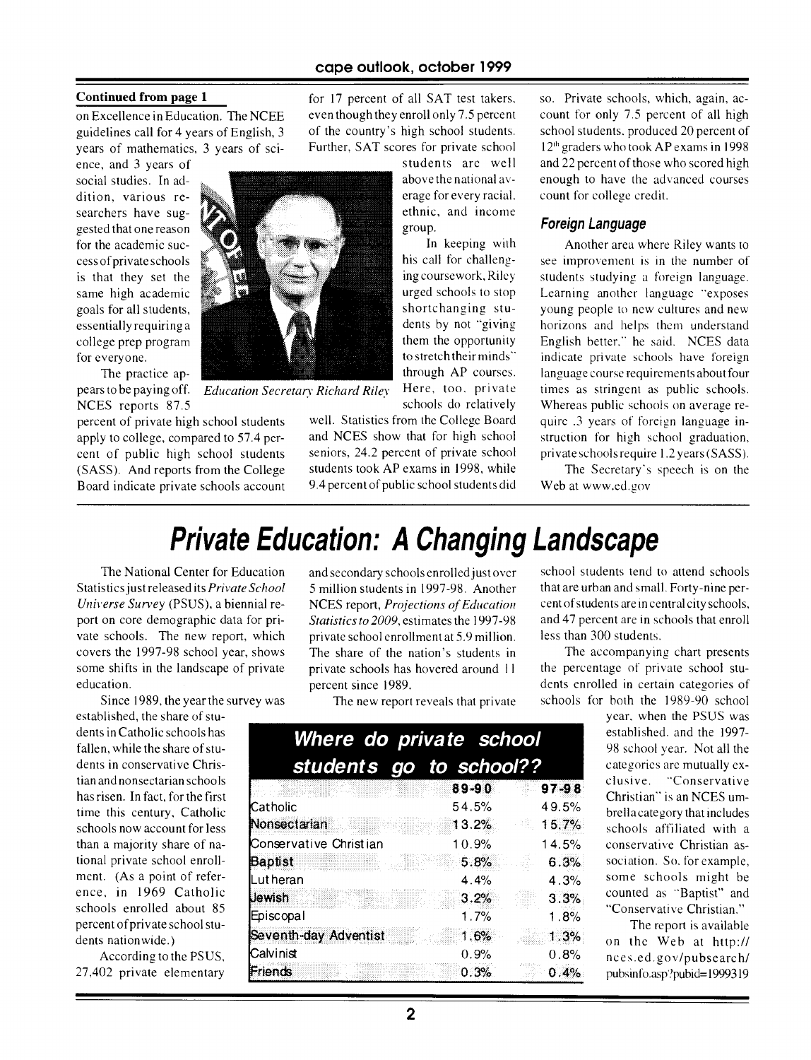**Continued from page 1**

on Excellence in Education. The NCEE guidelines call for 4 years of English, 3 years of mathematics, 3 years of science, and 3 years of social studies. In addition, various researchers have suggested that one reason for the academic success of private schools is that they set the same high academic goals for all students, essentially requiring a college prep program for everyone.

The practice appears to be paying off. NCES reports 87.5 percent of private high school students apply to college, compared to 57.4 percent of public high school students (SASS). And reports from the College Board indicate private schools account for 17 percent of all SAT test takers, even though they enroll only 7.5 percent of the country's high school students. Further, SAT scores for private school students are well above the national average for every racial, ethnic, and income group.

*Education Secretary Richard Riley*

In keeping with his call for challenging coursework, Riley urged schools to stop shortchanging students by not "giving them the opportunity to stretch their minds" through AP courses. Here, too, private schools do relatively well. Statistics from the College Board and NCES show that for high school seniors, 24.2 percent of private school students took AP exams in 1998, while 9.4 percent of public school students did so. Private schools, which, again, account for only 7.5 percent of all high school students, produced 20 percent of 12th graders who took AP exams in 1998 and 22 percent of those who scored high enough to have the advanced courses count for college credit.

### Foreign Language

Another area where Riley wants to see improvement is in the number of students studying a foreign language. Learning another language "exposes young people to new cultures and new horizons and helps them understand English better," he said. NCES data indicate private schools have foreign language course requirements about four times as stringent as public schools. Whereas public schools on average require .3 years of foreign language instruction for high school graduation, private schools require 1.2 years (SASS).

The Secretary's speech is on the Web at www.ed.gov

# Private Education: A Changing Landscape

The National Center for Education Statistics just released its *Private School Universe Survey* (PSUS), a biennial report on core demographic data for private schools. The new report, which covers the 1997-98 school year, shows some shifts in the landscape of private education.

Since 1989, the year the survey was established, the share of students in Catholic schools has fallen, while the share of students in conservative Christian and nonsectarian schools has risen. In fact, for the first time this century, Catholic schools now account for less than a majority share of national private school enrollment. (As a point of reference, in 1969 Catholic schools enrolled about 85 percent of private school students nationwide.)

According to the PSUS, 27,402 private elementary and secondary schools enrolled just over 5 million students in 1997-98. Another NCES report, *Projections of Education Statistics to 2009*, estimates the 1997-98 private school enrollment at 5.9 million. The share of the nation's students in private schools has hovered around 11 percent since 1989.

The new report reveals that private school students tend to attend schools that are urban and small. Forty-nine percent of students are in central city schools, and 47 percent are in schools that enroll less than 300 students.

The accompanying chart presents the percentage of private school students enrolled in certain categories of schools for both the 1989-90 school year, when the PSUS was established, and the 1997-98 school year. Not all the categories are mutually exclusive. "Conservative Christian" is an NCES umbrella category that includes schools affiliated with a conservative Christian association. So, for example, some schools might be counted as "Baptist" and "Conservative Christian."

**Where do private school students go to school??**

| | 89-90 | 97-98 |
|---|---|---|
| Catholic | 54.5% | 49.5% |
| Nonsectarian | 13.2% | 15.7% |
| Conservative Christian | 10.9% | 14.5% |
| Baptist | 5.8% | 6.3% |
| Lutheran | 4.4% | 4.3% |
| Jewish | 3.2% | 3.3% |
| Episcopal | 1.7% | 1.8% |
| Seventh-day Adventist | 1.6% | 1.3% |
| Calvinist | 0.9% | 0.8% |
| Friends | 0.3% | 0.4% |

The report is available on the Web at http://nces.ed.gov/pubsearch/pubsinfo.asp?pubid=1999319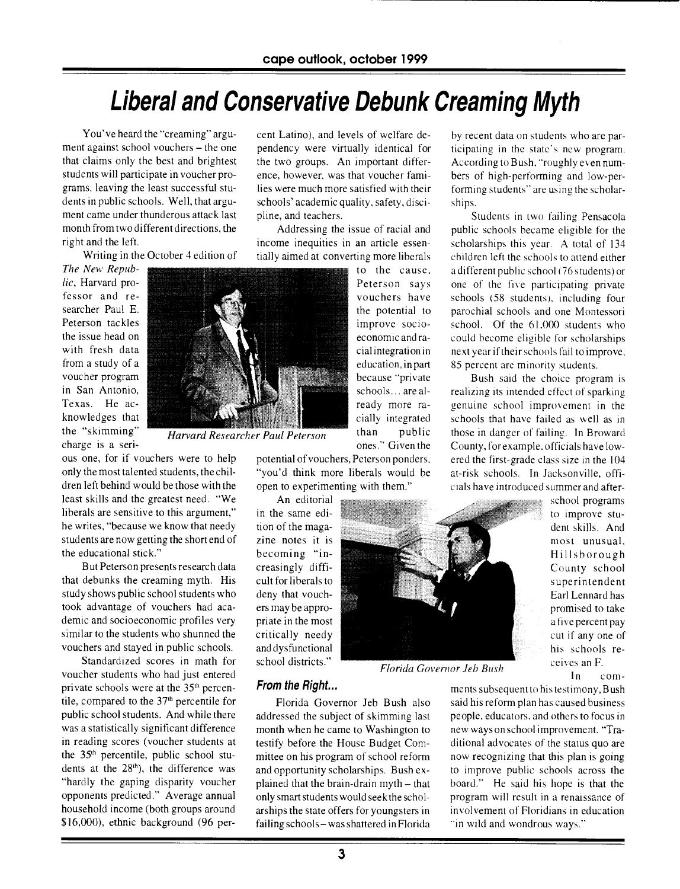# Liberal and Conservative Debunk Creaming Myth

You've heard the "creaming" argument against school vouchers – the one that claims only the best and brightest students will participate in voucher programs, leaving the least successful students in public schools. Well, that argument came under thunderous attack last month from two different directions, the right and the left.

Writing in the October 4 edition of *The New Republic*, Harvard professor and researcher Paul E. Peterson tackles the issue head on with fresh data from a study of a voucher program in San Antonio, Texas. He acknowledges that the "skimming" charge is a serious one, for if vouchers were to help only the most talented students, the children left behind would be those with the least skills and the greatest need. "We liberals are sensitive to this argument," he writes, "because we know that needy students are now getting the short end of the educational stick."

*Harvard Researcher Paul Peterson*

But Peterson presents research data that debunks the creaming myth. His study shows public school students who took advantage of vouchers had academic and socioeconomic profiles very similar to the students who shunned the vouchers and stayed in public schools.

Standardized scores in math for voucher students who had just entered private schools were at the 35th percentile, compared to the 37th percentile for public school students. And while there was a statistically significant difference in reading scores (voucher students at the 35th percentile, public school students at the 28th), the difference was "hardly the gaping disparity voucher opponents predicted." Average annual household income (both groups around $16,000), ethnic background (96 percent Latino), and levels of welfare dependency were virtually identical for the two groups. An important difference, however, was that voucher families were much more satisfied with their schools' academic quality, safety, discipline, and teachers.

Addressing the issue of racial and income inequities in an article essentially aimed at converting more liberals to the cause, Peterson says vouchers have the potential to improve socioeconomic and racial integration in education, in part because "private schools... are already more racially integrated than public ones." Given the potential of vouchers, Peterson ponders, "you'd think more liberals would be open to experimenting with them."

An editorial in the same edition of the magazine notes it is becoming "increasingly difficult for liberals to deny that vouchers may be appropriate in the most critically needy and dysfunctional school districts."

## From the Right...

Florida Governor Jeb Bush also addressed the subject of skimming last month when he came to Washington to testify before the House Budget Committee on his program of school reform and opportunity scholarships. Bush explained that the brain-drain myth – that only smart students would seek the scholarships the state offers for youngsters in failing schools – was shattered in Florida by recent data on students who are participating in the state's new program. According to Bush, "roughly even numbers of high-performing and low-performing students" are using the scholarships.

Students in two failing Pensacola public schools became eligible for the scholarships this year. A total of 134 children left the schools to attend either a different public school (76 students) or one of the five participating private schools (58 students), including four parochial schools and one Montessori school. Of the 61,000 students who could become eligible for scholarships next year if their schools fail to improve, 85 percent are minority students.

Bush said the choice program is realizing its intended effect of sparking genuine school improvement in the schools that have failed as well as in those in danger of failing. In Broward County, for example, officials have lowered the first-grade class size in the 104 at-risk schools. In Jacksonville, officials have introduced summer and after-school programs to improve student skills. And most unusual, Hillsborough County school superintendent Earl Lennard has promised to take a five percent pay cut if any one of his schools receives an F.

*Florida Governor Jeb Bush*

In comments subsequent to his testimony, Bush said his reform plan has caused business people, educators, and others to focus in new ways on school improvement. "Traditional advocates of the status quo are now recognizing that this plan is going to improve public schools across the board." He said his hope is that the program will result in a renaissance of involvement of Floridians in education "in wild and wondrous ways."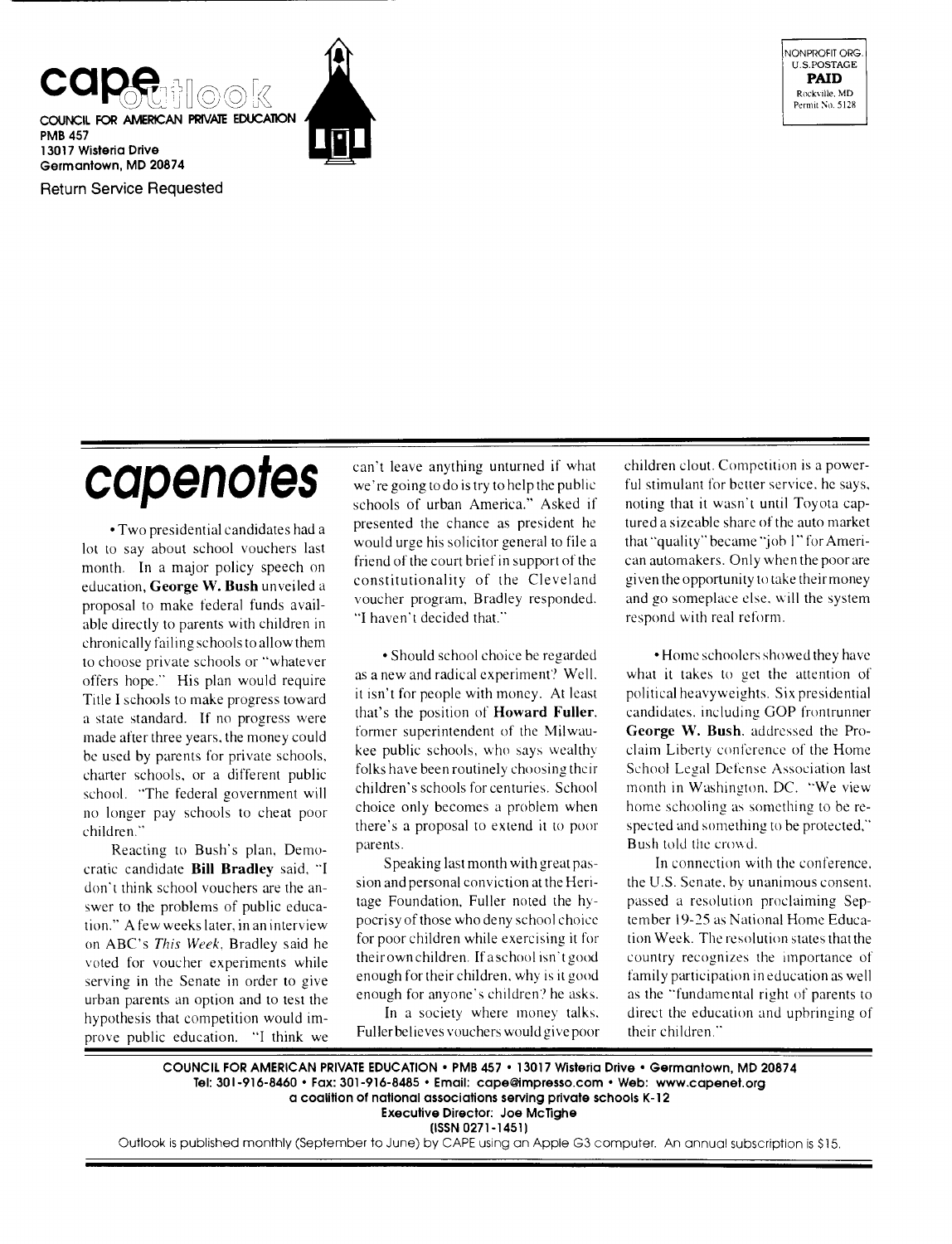**cape outlook**

COUNCIL FOR AMERICAN PRIVATE EDUCATION
PMB 457
13017 Wisteria Drive
Germantown, MD 20874

Return Service Requested

NONPROFIT ORG.
U.S.POSTAGE
**PAID**
Rockville, MD
Permit No. 5128

# capenotes

• Two presidential candidates had a lot to say about school vouchers last month. In a major policy speech on education, **George W. Bush** unveiled a proposal to make federal funds available directly to parents with children in chronically failing schools to allow them to choose private schools or "whatever offers hope." His plan would require Title I schools to make progress toward a state standard. If no progress were made after three years, the money could be used by parents for private schools, charter schools, or a different public school. "The federal government will no longer pay schools to cheat poor children."

Reacting to Bush's plan, Democratic candidate **Bill Bradley** said, "I don't think school vouchers are the answer to the problems of public education." A few weeks later, in an interview on ABC's *This Week*, Bradley said he voted for voucher experiments while serving in the Senate in order to give urban parents an option and to test the hypothesis that competition would improve public education. "I think we can't leave anything unturned if what we're going to do is try to help the public schools of urban America." Asked if presented the chance as president he would urge his solicitor general to file a friend of the court brief in support of the constitutionality of the Cleveland voucher program, Bradley responded, "I haven't decided that."

• Should school choice be regarded as a new and radical experiment? Well, it isn't for people with money. At least that's the position of **Howard Fuller**, former superintendent of the Milwaukee public schools, who says wealthy folks have been routinely choosing their children's schools for centuries. School choice only becomes a problem when there's a proposal to extend it to poor parents.

Speaking last month with great passion and personal conviction at the Heritage Foundation, Fuller noted the hypocrisy of those who deny school choice for poor children while exercising it for their own children. If a school isn't good enough for their children, why is it good enough for anyone's children? he asks.

In a society where money talks, Fuller believes vouchers would give poor children clout. Competition is a powerful stimulant for better service, he says, noting that it wasn't until Toyota captured a sizeable share of the auto market that "quality" became "job 1" for American automakers. Only when the poor are given the opportunity to take their money and go someplace else, will the system respond with real reform.

• Home schoolers showed they have what it takes to get the attention of political heavyweights. Six presidential candidates, including GOP frontrunner **George W. Bush**, addressed the Proclaim Liberty conference of the Home School Legal Defense Association last month in Washington, DC. "We view home schooling as something to be respected and something to be protected," Bush told the crowd.

In connection with the conference, the U.S. Senate, by unanimous consent, passed a resolution proclaiming September 19-25 as National Home Education Week. The resolution states that the country recognizes the importance of family participation in education as well as the "fundamental right of parents to direct the education and upbringing of their children."

---

**COUNCIL FOR AMERICAN PRIVATE EDUCATION • PMB 457 • 13017 Wisteria Drive • Germantown, MD 20874**
**Tel: 301-916-8460 • Fax: 301-916-8485 • Email: cape@impresso.com • Web: www.capenet.org**
**a coalition of national associations serving private schools K-12**
**Executive Director: Joe McTighe**
**(ISSN 0271-1451)**

Outlook is published monthly (September to June) by CAPE using an Apple G3 computer. An annual subscription is $15.